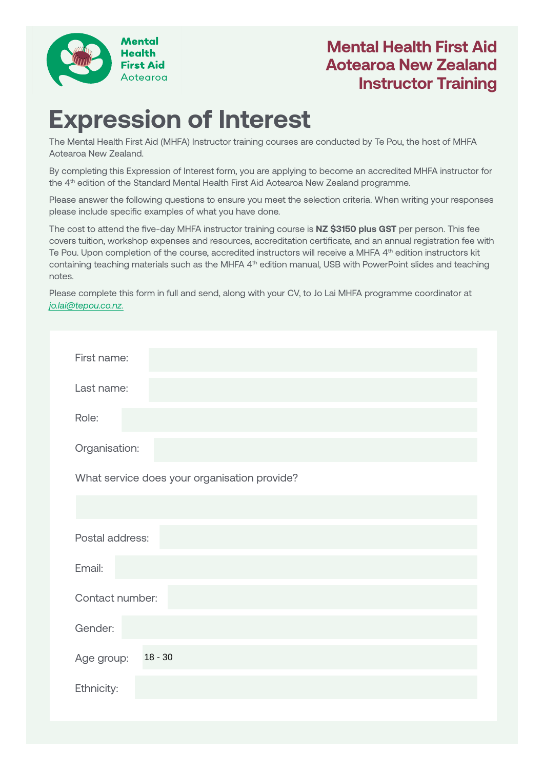Mental Health First Aid Aotearoa

# Mental Health First Aid Aotearoa New Zealand Instructor Training

# Expression of Interest

The Mental Health First Aid (MHFA) Instructor training courses are conducted by Te Pou, the host of MHFA Aotearoa New Zealand.

By completing this Expression of Interest form, you are applying to become an accredited MHFA instructor for the 4th edition of the Standard Mental Health First Aid Aotearoa New Zealand programme.

Please answer the following questions to ensure you meet the selection criteria. When writing your responses please include specific examples of what you have done.

The cost to attend the five-day MHFA instructor training course is **NZ $3150 plus GST** per person. This fee covers tuition, workshop expenses and resources, accreditation certificate, and an annual registration fee with Te Pou. Upon completion of the course, accredited instructors will receive a MHFA 4th edition instructors kit containing teaching materials such as the MHFA 4th edition manual, USB with PowerPoint slides and teaching notes.

Please complete this form in full and send, along with your CV, to Jo Lai MHFA programme coordinator at *jo.lai@tepou.co.nz.*

First name:

Last name:

Role:

Organisation:

What service does your organisation provide?

Postal address:

Email:

Contact number:

Gender:

Age group: 18 - 30

Ethnicity: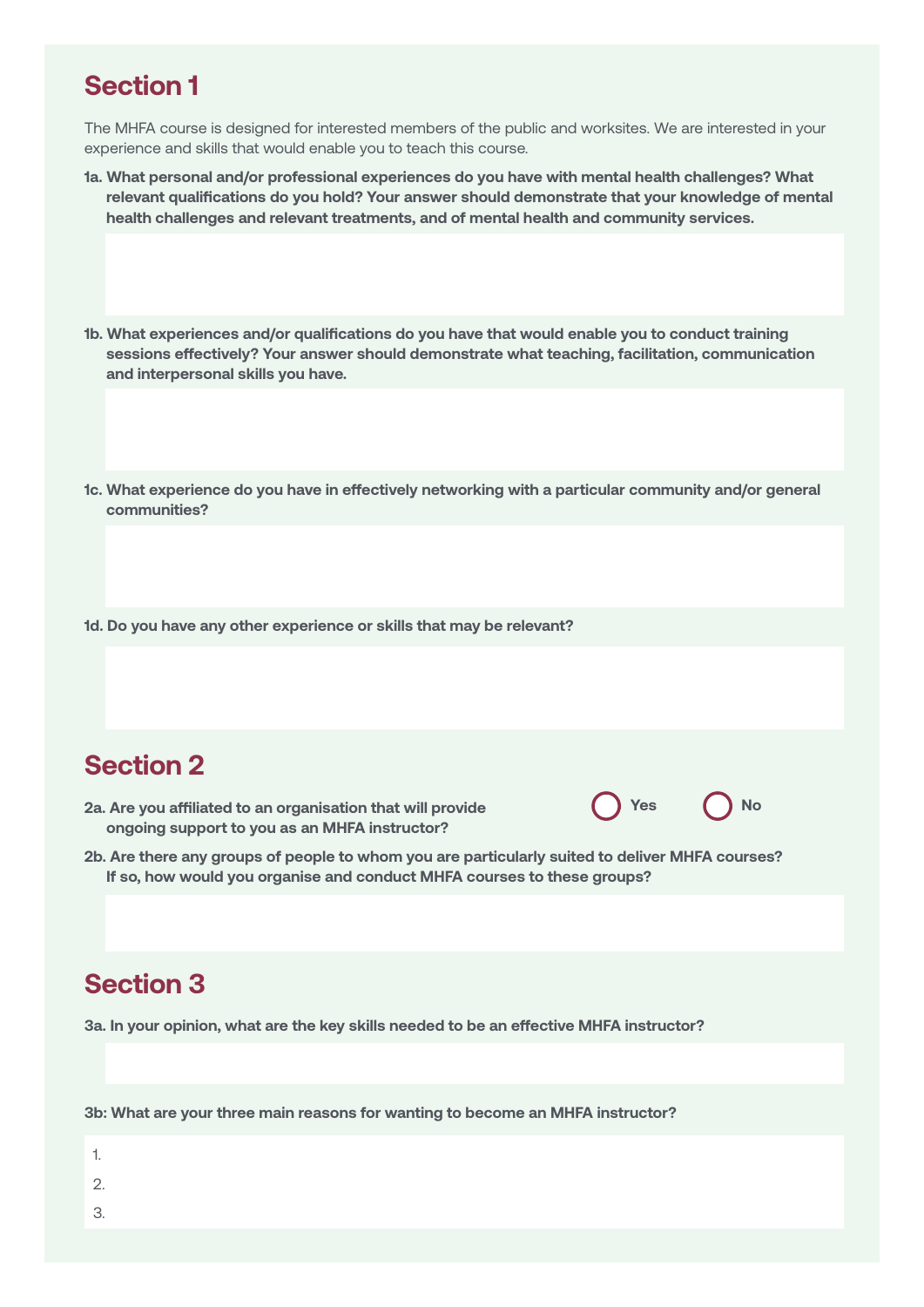## Section 1

The MHFA course is designed for interested members of the public and worksites. We are interested in your experience and skills that would enable you to teach this course.

**1a. What personal and/or professional experiences do you have with mental health challenges? What relevant qualifications do you hold? Your answer should demonstrate that your knowledge of mental health challenges and relevant treatments, and of mental health and community services.**

**1b. What experiences and/or qualifications do you have that would enable you to conduct training sessions effectively? Your answer should demonstrate what teaching, facilitation, communication and interpersonal skills you have.**

**1c. What experience do you have in effectively networking with a particular community and/or general communities?**

**1d. Do you have any other experience or skills that may be relevant?**

## Section 2

**2a. Are you affiliated to an organisation that will provide ongoing support to you as an MHFA instructor?**

○ **Yes** ○ **No**

**2b. Are there any groups of people to whom you are particularly suited to deliver MHFA courses? If so, how would you organise and conduct MHFA courses to these groups?**

## Section 3

**3a. In your opinion, what are the key skills needed to be an effective MHFA instructor?**

**3b: What are your three main reasons for wanting to become an MHFA instructor?**

1.
2.
3.